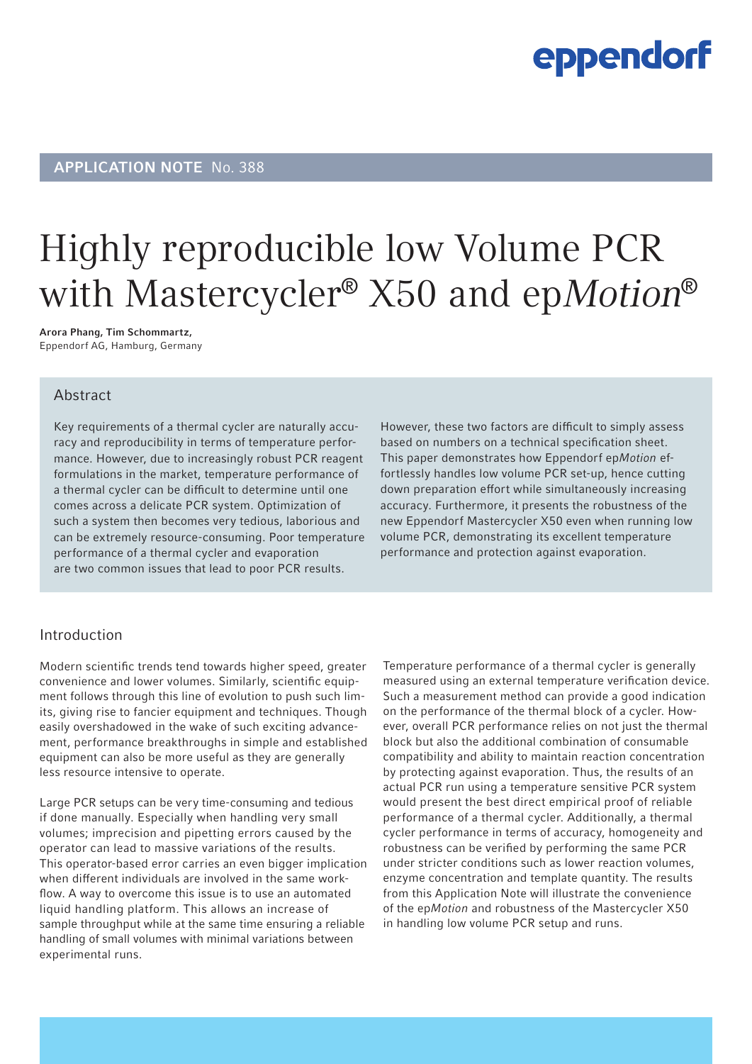APPLICATION NOTE No. 388

# Highly reproducible low Volume PCR with Mastercycler® X50 and ep*Motion*®

**Arora Phang, Tim Schommartz,**
Eppendorf AG, Hamburg, Germany

## Abstract

Key requirements of a thermal cycler are naturally accuracy and reproducibility in terms of temperature performance. However, due to increasingly robust PCR reagent formulations in the market, temperature performance of a thermal cycler can be difficult to determine until one comes across a delicate PCR system. Optimization of such a system then becomes very tedious, laborious and can be extremely resource-consuming. Poor temperature performance of a thermal cycler and evaporation are two common issues that lead to poor PCR results.

However, these two factors are difficult to simply assess based on numbers on a technical specification sheet. This paper demonstrates how Eppendorf ep*Motion* effortlessly handles low volume PCR set-up, hence cutting down preparation effort while simultaneously increasing accuracy. Furthermore, it presents the robustness of the new Eppendorf Mastercycler X50 even when running low volume PCR, demonstrating its excellent temperature performance and protection against evaporation.

## Introduction

Modern scientific trends tend towards higher speed, greater convenience and lower volumes. Similarly, scientific equipment follows through this line of evolution to push such limits, giving rise to fancier equipment and techniques. Though easily overshadowed in the wake of such exciting advancement, performance breakthroughs in simple and established equipment can also be more useful as they are generally less resource intensive to operate.

Large PCR setups can be very time-consuming and tedious if done manually. Especially when handling very small volumes; imprecision and pipetting errors caused by the operator can lead to massive variations of the results. This operator-based error carries an even bigger implication when different individuals are involved in the same workflow. A way to overcome this issue is to use an automated liquid handling platform. This allows an increase of sample throughput while at the same time ensuring a reliable handling of small volumes with minimal variations between experimental runs.

Temperature performance of a thermal cycler is generally measured using an external temperature verification device. Such a measurement method can provide a good indication on the performance of the thermal block of a cycler. However, overall PCR performance relies on not just the thermal block but also the additional combination of consumable compatibility and ability to maintain reaction concentration by protecting against evaporation. Thus, the results of an actual PCR run using a temperature sensitive PCR system would present the best direct empirical proof of reliable performance of a thermal cycler. Additionally, a thermal cycler performance in terms of accuracy, homogeneity and robustness can be verified by performing the same PCR under stricter conditions such as lower reaction volumes, enzyme concentration and template quantity. The results from this Application Note will illustrate the convenience of the ep*Motion* and robustness of the Mastercycler X50 in handling low volume PCR setup and runs.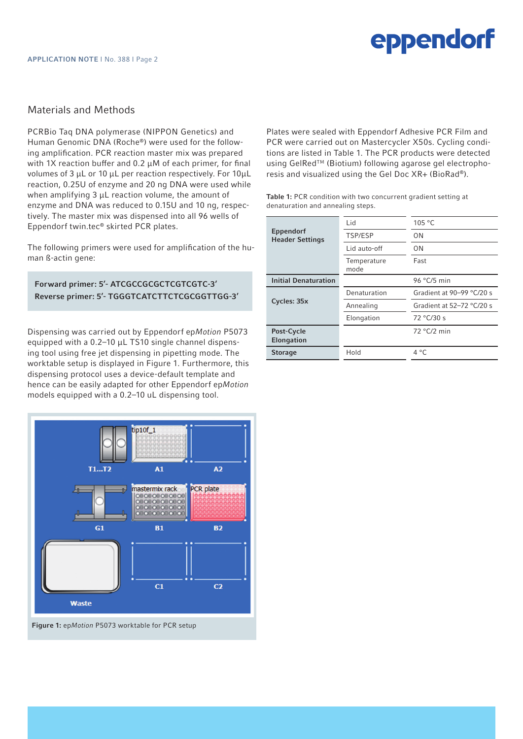## Materials and Methods

PCRBio Taq DNA polymerase (NIPPON Genetics) and Human Genomic DNA (Roche®) were used for the following amplification. PCR reaction master mix was prepared with 1X reaction buffer and 0.2 µM of each primer, for final volumes of 3 µL or 10 µL per reaction respectively. For 10µL reaction, 0.25U of enzyme and 20 ng DNA were used while when amplifying 3 µL reaction volume, the amount of enzyme and DNA was reduced to 0.15U and 10 ng, respectively. The master mix was dispensed into all 96 wells of Eppendorf twin.tec® skirted PCR plates.

The following primers were used for amplification of the human ß-actin gene:

**Forward primer: 5'- ATCGCCGCGCTCGTCGTC-3'**
**Reverse primer: 5'- TGGGTCATCTTCTCGCGGTTGG-3'**

Dispensing was carried out by Eppendorf ep*Motion* P5073 equipped with a 0.2–10 µL TS10 single channel dispensing tool using free jet dispensing in pipetting mode. The worktable setup is displayed in Figure 1. Furthermore, this dispensing protocol uses a device-default template and hence can be easily adapted for other Eppendorf ep*Motion* models equipped with a 0.2–10 uL dispensing tool.

**Figure 1:** ep*Motion* P5073 worktable for PCR setup

Plates were sealed with Eppendorf Adhesive PCR Film and PCR were carried out on Mastercycler X50s. Cycling conditions are listed in Table 1. The PCR products were detected using GelRed™ (Biotium) following agarose gel electrophoresis and visualized using the Gel Doc XR+ (BioRad®).

**Table 1:** PCR condition with two concurrent gradient setting at denaturation and annealing steps.

| | | |
|---|---|---|
| **Eppendorf Header Settings** | Lid | 105 °C |
| | TSP/ESP | ON |
| | Lid auto-off | ON |
| | Temperature mode | Fast |
| **Initial Denaturation** | | 96 °C/5 min |
| **Cycles: 35x** | Denaturation | Gradient at 90–99 °C/20 s |
| | Annealing | Gradient at 52–72 °C/20 s |
| | Elongation | 72 °C/30 s |
| **Post-Cycle Elongation** | | 72 °C/2 min |
| **Storage** | Hold | 4 °C |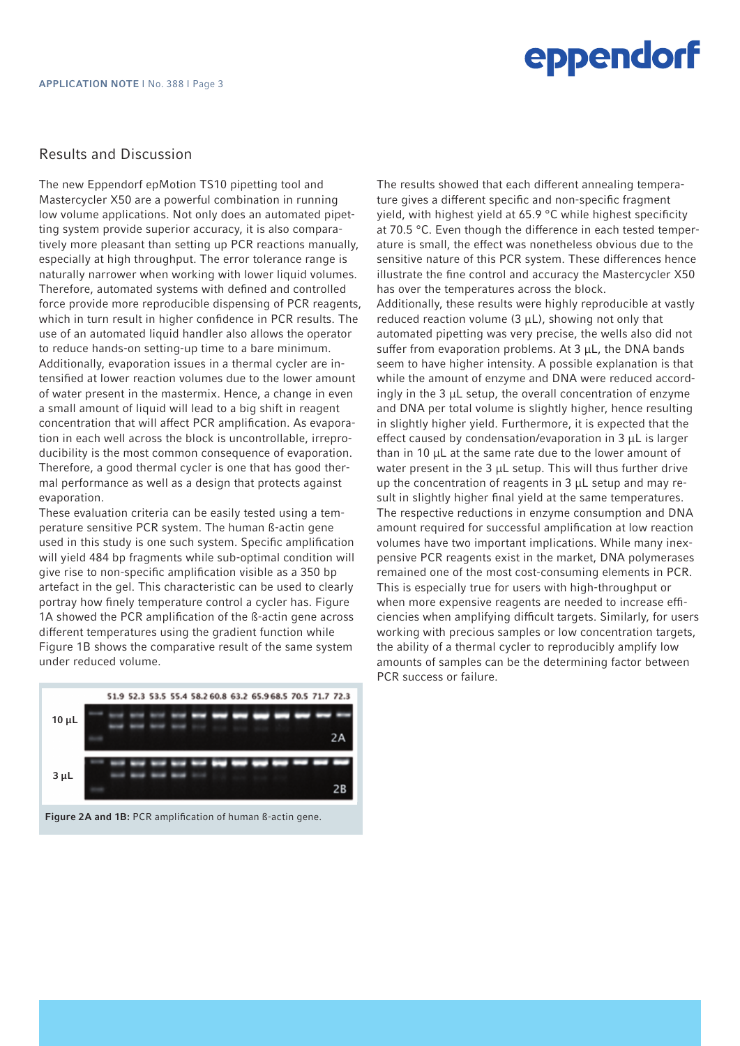## Results and Discussion

The new Eppendorf epMotion TS10 pipetting tool and Mastercycler X50 are a powerful combination in running low volume applications. Not only does an automated pipetting system provide superior accuracy, it is also comparatively more pleasant than setting up PCR reactions manually, especially at high throughput. The error tolerance range is naturally narrower when working with lower liquid volumes. Therefore, automated systems with defined and controlled force provide more reproducible dispensing of PCR reagents, which in turn result in higher confidence in PCR results. The use of an automated liquid handler also allows the operator to reduce hands-on setting-up time to a bare minimum. Additionally, evaporation issues in a thermal cycler are intensified at lower reaction volumes due to the lower amount of water present in the mastermix. Hence, a change in even a small amount of liquid will lead to a big shift in reagent concentration that will affect PCR amplification. As evaporation in each well across the block is uncontrollable, irreproducibility is the most common consequence of evaporation. Therefore, a good thermal cycler is one that has good thermal performance as well as a design that protects against evaporation.

These evaluation criteria can be easily tested using a temperature sensitive PCR system. The human ß-actin gene used in this study is one such system. Specific amplification will yield 484 bp fragments while sub-optimal condition will give rise to non-specific amplification visible as a 350 bp artefact in the gel. This characteristic can be used to clearly portray how finely temperature control a cycler has. Figure 1A showed the PCR amplification of the ß-actin gene across different temperatures using the gradient function while Figure 1B shows the comparative result of the same system under reduced volume.

**Figure 2A and 1B:** PCR amplification of human ß-actin gene.

The results showed that each different annealing temperature gives a different specific and non-specific fragment yield, with highest yield at 65.9 °C while highest specificity at 70.5 °C. Even though the difference in each tested temperature is small, the effect was nonetheless obvious due to the sensitive nature of this PCR system. These differences hence illustrate the fine control and accuracy the Mastercycler X50 has over the temperatures across the block.

Additionally, these results were highly reproducible at vastly reduced reaction volume (3 µL), showing not only that automated pipetting was very precise, the wells also did not suffer from evaporation problems. At 3 µL, the DNA bands seem to have higher intensity. A possible explanation is that while the amount of enzyme and DNA were reduced accordingly in the 3 µL setup, the overall concentration of enzyme and DNA per total volume is slightly higher, hence resulting in slightly higher yield. Furthermore, it is expected that the effect caused by condensation/evaporation in 3 µL is larger than in 10 µL at the same rate due to the lower amount of water present in the 3 µL setup. This will thus further drive up the concentration of reagents in 3 µL setup and may result in slightly higher final yield at the same temperatures.

The respective reductions in enzyme consumption and DNA amount required for successful amplification at low reaction volumes have two important implications. While many inexpensive PCR reagents exist in the market, DNA polymerases remained one of the most cost-consuming elements in PCR. This is especially true for users with high-throughput or when more expensive reagents are needed to increase efficiencies when amplifying difficult targets. Similarly, for users working with precious samples or low concentration targets, the ability of a thermal cycler to reproducibly amplify low amounts of samples can be the determining factor between PCR success or failure.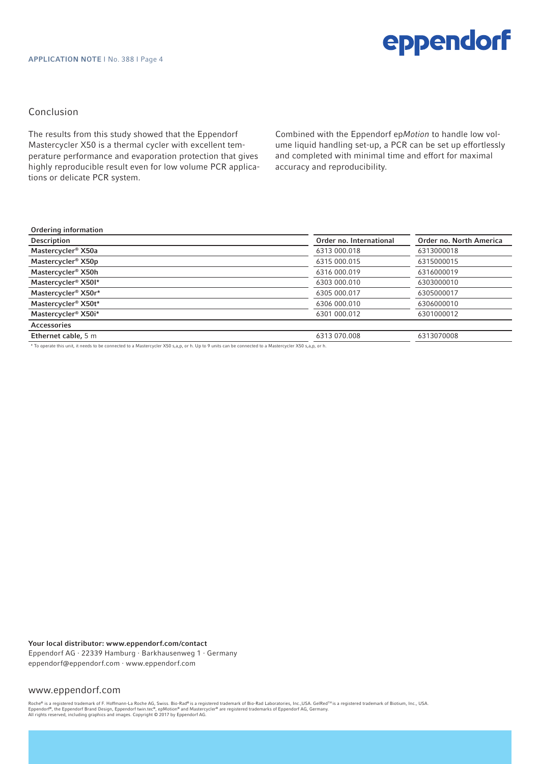## Conclusion

The results from this study showed that the Eppendorf Mastercycler X50 is a thermal cycler with excellent temperature performance and evaporation protection that gives highly reproducible result even for low volume PCR applications or delicate PCR system.

Combined with the Eppendorf ep*Motion* to handle low volume liquid handling set-up, a PCR can be set up effortlessly and completed with minimal time and effort for maximal accuracy and reproducibility.

**Ordering information**

| Description | Order no. International | Order no. North America |
|---|---|---|
| **Mastercycler® X50a** | 6313 000.018 | 6313000018 |
| **Mastercycler® X50p** | 6315 000.015 | 6315000015 |
| **Mastercycler® X50h** | 6316 000.019 | 6316000019 |
| **Mastercycler® X50l*** | 6303 000.010 | 6303000010 |
| **Mastercycler® X50r*** | 6305 000.017 | 6305000017 |
| **Mastercycler® X50t*** | 6306 000.010 | 6306000010 |
| **Mastercycler® X50i*** | 6301 000.012 | 6301000012 |
| **Accessories** | | |
| **Ethernet cable,** 5 m | 6313 070.008 | 6313070008 |

\* To operate this unit, it needs to be connected to a Mastercycler X50 s,a,p, or h. Up to 9 units can be connected to a Mastercycler X50 s,a,p, or h.

**Your local distributor: www.eppendorf.com/contact**
Eppendorf AG · 22339 Hamburg · Barkhausenweg 1 · Germany
eppendorf@eppendorf.com · www.eppendorf.com

www.eppendorf.com

Roche® is a registered trademark of F. Hoffmann-La Roche AG, Swiss. Bio-Rad® is a registered trademark of Bio-Rad Laboratories, Inc.,USA. GelRed™ is a registered trademark of Biotium, Inc., USA.
Eppendorf®, the Eppendorf Brand Design, Eppendorf twin.tec®, epMotion® and Mastercycler® are registered trademarks of Eppendorf AG, Germany.
All rights reserved, including graphics and images. Copyright © 2017 by Eppendorf AG.